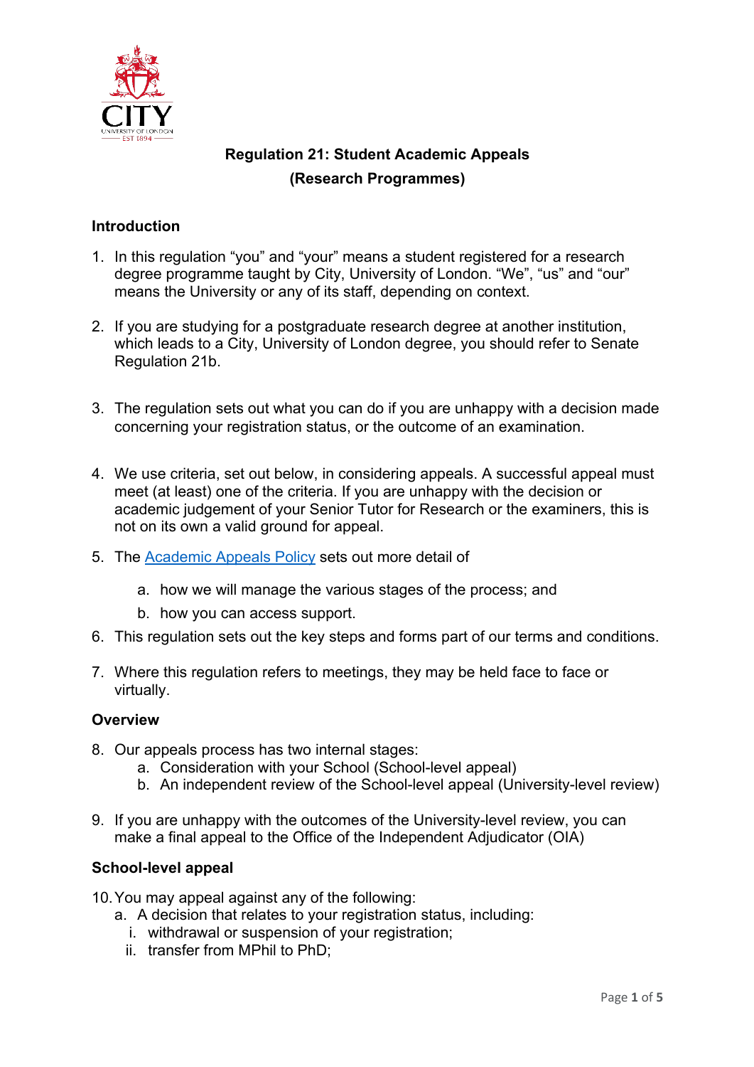# Regulation 21: Student Academic Appeals (Research Programmes)

## Introduction

1. In this regulation "you" and "your" means a student registered for a research degree programme taught by City, University of London. "We", "us" and "our" means the University or any of its staff, depending on context.

2. If you are studying for a postgraduate research degree at another institution, which leads to a City, University of London degree, you should refer to Senate Regulation 21b.

3. The regulation sets out what you can do if you are unhappy with a decision made concerning your registration status, or the outcome of an examination.

4. We use criteria, set out below, in considering appeals. A successful appeal must meet (at least) one of the criteria. If you are unhappy with the decision or academic judgement of your Senior Tutor for Research or the examiners, this is not on its own a valid ground for appeal.

5. The Academic Appeals Policy sets out more detail of
    a. how we will manage the various stages of the process; and
    b. how you can access support.

6. This regulation sets out the key steps and forms part of our terms and conditions.

7. Where this regulation refers to meetings, they may be held face to face or virtually.

## Overview

8. Our appeals process has two internal stages:
    a. Consideration with your School (School-level appeal)
    b. An independent review of the School-level appeal (University-level review)

9. If you are unhappy with the outcomes of the University-level review, you can make a final appeal to the Office of the Independent Adjudicator (OIA)

## School-level appeal

10. You may appeal against any of the following:
    a. A decision that relates to your registration status, including:
        i. withdrawal or suspension of your registration;
        ii. transfer from MPhil to PhD;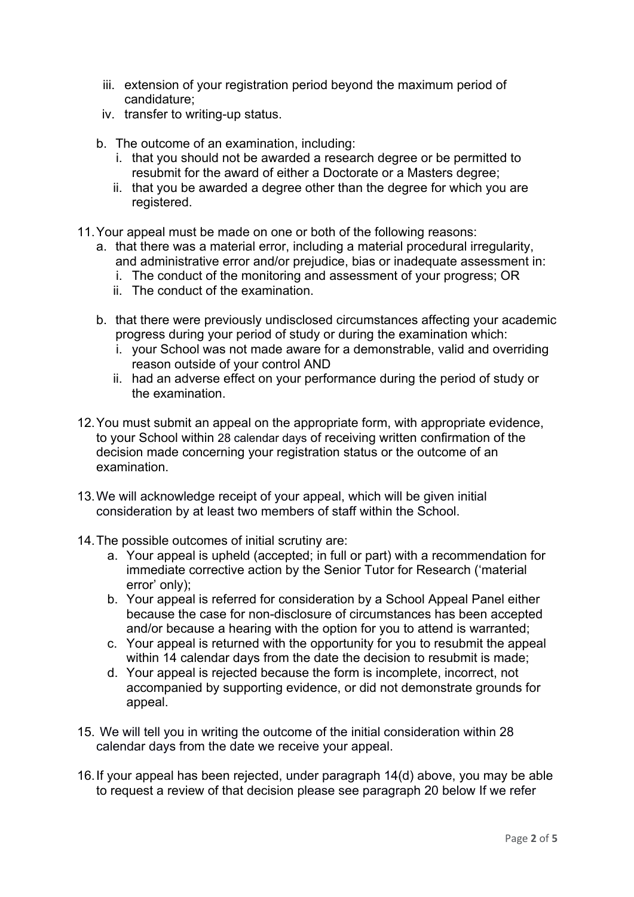iii. extension of your registration period beyond the maximum period of candidature;
   iv. transfer to writing-up status.

b. The outcome of an examination, including:
   i. that you should not be awarded a research degree or be permitted to resubmit for the award of either a Doctorate or a Masters degree;
   ii. that you be awarded a degree other than the degree for which you are registered.

11. Your appeal must be made on one or both of the following reasons:
    a. that there was a material error, including a material procedural irregularity, and administrative error and/or prejudice, bias or inadequate assessment in:
       i. The conduct of the monitoring and assessment of your progress; OR
       ii. The conduct of the examination.

    b. that there were previously undisclosed circumstances affecting your academic progress during your period of study or during the examination which:
       i. your School was not made aware for a demonstrable, valid and overriding reason outside of your control AND
       ii. had an adverse effect on your performance during the period of study or the examination.

12. You must submit an appeal on the appropriate form, with appropriate evidence, to your School within 28 calendar days of receiving written confirmation of the decision made concerning your registration status or the outcome of an examination.

13. We will acknowledge receipt of your appeal, which will be given initial consideration by at least two members of staff within the School.

14. The possible outcomes of initial scrutiny are:
    a. Your appeal is upheld (accepted; in full or part) with a recommendation for immediate corrective action by the Senior Tutor for Research ('material error' only);
    b. Your appeal is referred for consideration by a School Appeal Panel either because the case for non-disclosure of circumstances has been accepted and/or because a hearing with the option for you to attend is warranted;
    c. Your appeal is returned with the opportunity for you to resubmit the appeal within 14 calendar days from the date the decision to resubmit is made;
    d. Your appeal is rejected because the form is incomplete, incorrect, not accompanied by supporting evidence, or did not demonstrate grounds for appeal.

15. We will tell you in writing the outcome of the initial consideration within 28 calendar days from the date we receive your appeal.

16. If your appeal has been rejected, under paragraph 14(d) above, you may be able to request a review of that decision please see paragraph 20 below If we refer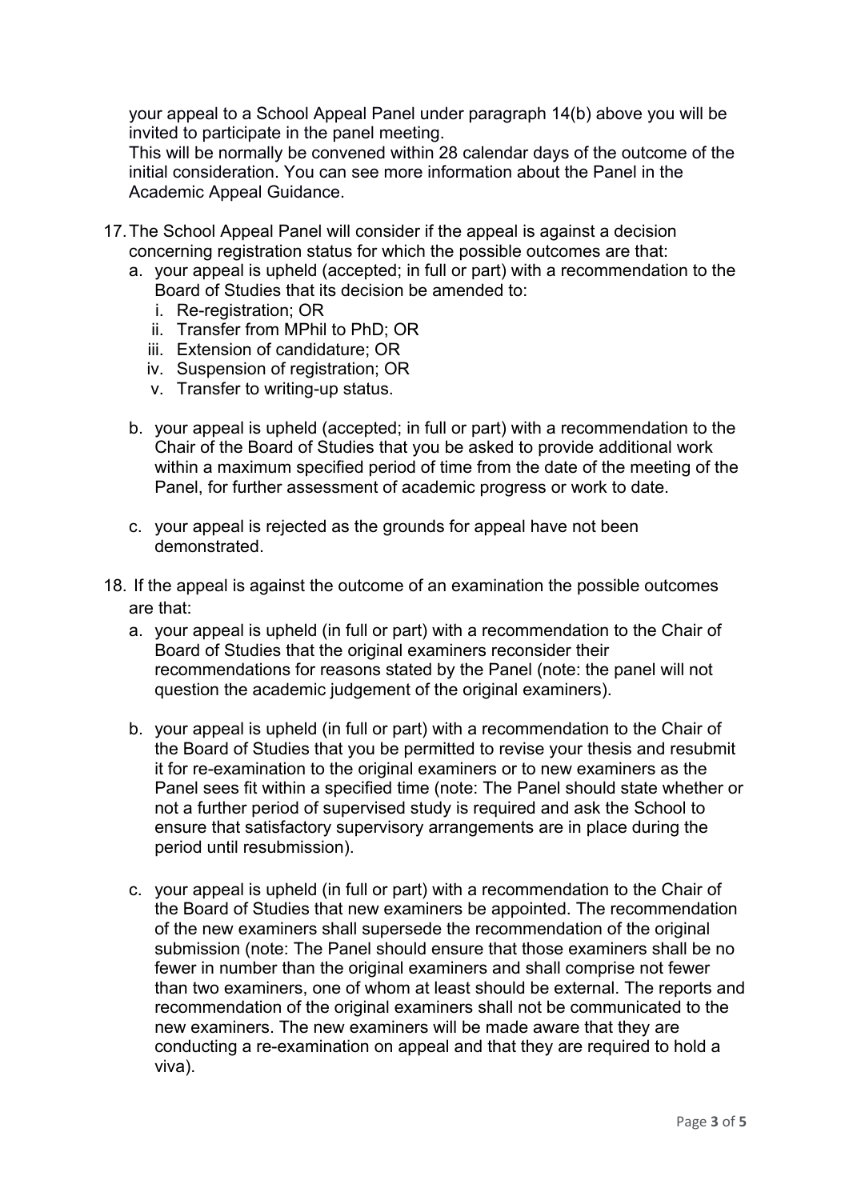your appeal to a School Appeal Panel under paragraph 14(b) above you will be invited to participate in the panel meeting.
This will be normally be convened within 28 calendar days of the outcome of the initial consideration. You can see more information about the Panel in the Academic Appeal Guidance.

17. The School Appeal Panel will consider if the appeal is against a decision concerning registration status for which the possible outcomes are that:
    a. your appeal is upheld (accepted; in full or part) with a recommendation to the Board of Studies that its decision be amended to:
        i. Re-registration; OR
        ii. Transfer from MPhil to PhD; OR
        iii. Extension of candidature; OR
        iv. Suspension of registration; OR
        v. Transfer to writing-up status.

    b. your appeal is upheld (accepted; in full or part) with a recommendation to the Chair of the Board of Studies that you be asked to provide additional work within a maximum specified period of time from the date of the meeting of the Panel, for further assessment of academic progress or work to date.

    c. your appeal is rejected as the grounds for appeal have not been demonstrated.

18. If the appeal is against the outcome of an examination the possible outcomes are that:
    a. your appeal is upheld (in full or part) with a recommendation to the Chair of Board of Studies that the original examiners reconsider their recommendations for reasons stated by the Panel (note: the panel will not question the academic judgement of the original examiners).

    b. your appeal is upheld (in full or part) with a recommendation to the Chair of the Board of Studies that you be permitted to revise your thesis and resubmit it for re-examination to the original examiners or to new examiners as the Panel sees fit within a specified time (note: The Panel should state whether or not a further period of supervised study is required and ask the School to ensure that satisfactory supervisory arrangements are in place during the period until resubmission).

    c. your appeal is upheld (in full or part) with a recommendation to the Chair of the Board of Studies that new examiners be appointed. The recommendation of the new examiners shall supersede the recommendation of the original submission (note: The Panel should ensure that those examiners shall be no fewer in number than the original examiners and shall comprise not fewer than two examiners, one of whom at least should be external. The reports and recommendation of the original examiners shall not be communicated to the new examiners. The new examiners will be made aware that they are conducting a re-examination on appeal and that they are required to hold a viva).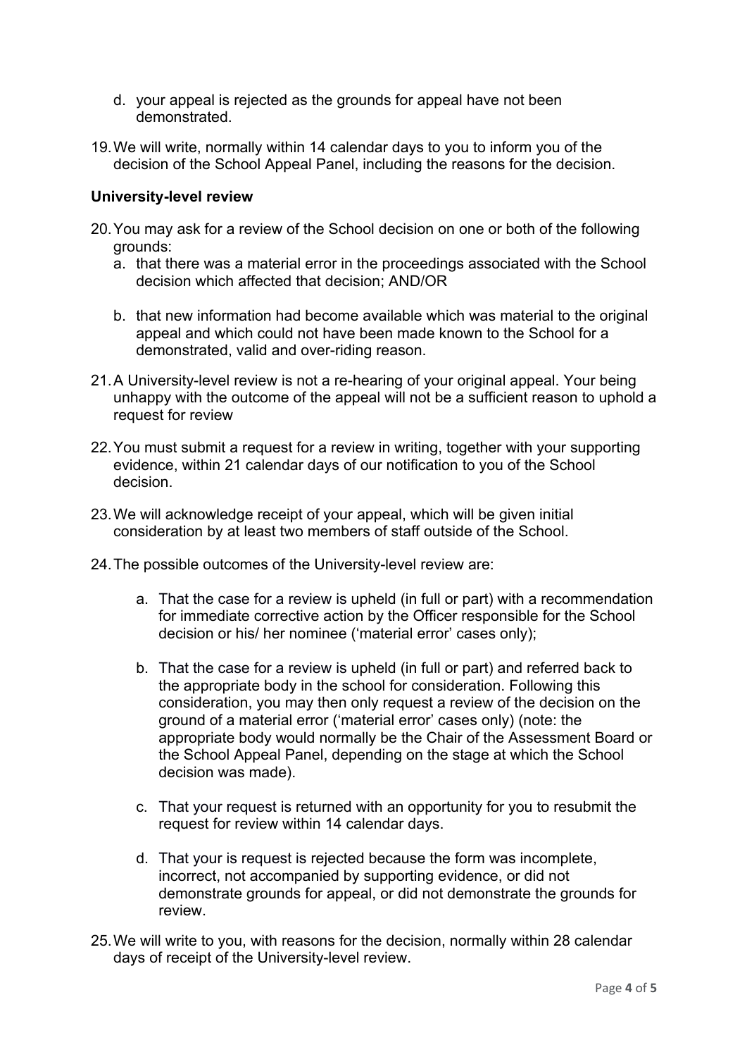d. your appeal is rejected as the grounds for appeal have not been demonstrated.

19. We will write, normally within 14 calendar days to you to inform you of the decision of the School Appeal Panel, including the reasons for the decision.

**University-level review**

20. You may ask for a review of the School decision on one or both of the following grounds:
    a. that there was a material error in the proceedings associated with the School decision which affected that decision; AND/OR

    b. that new information had become available which was material to the original appeal and which could not have been made known to the School for a demonstrated, valid and over-riding reason.

21. A University-level review is not a re-hearing of your original appeal. Your being unhappy with the outcome of the appeal will not be a sufficient reason to uphold a request for review

22. You must submit a request for a review in writing, together with your supporting evidence, within 21 calendar days of our notification to you of the School decision.

23. We will acknowledge receipt of your appeal, which will be given initial consideration by at least two members of staff outside of the School.

24. The possible outcomes of the University-level review are:

    a. That the case for a review is upheld (in full or part) with a recommendation for immediate corrective action by the Officer responsible for the School decision or his/ her nominee ('material error' cases only);

    b. That the case for a review is upheld (in full or part) and referred back to the appropriate body in the school for consideration. Following this consideration, you may then only request a review of the decision on the ground of a material error ('material error' cases only) (note: the appropriate body would normally be the Chair of the Assessment Board or the School Appeal Panel, depending on the stage at which the School decision was made).

    c. That your request is returned with an opportunity for you to resubmit the request for review within 14 calendar days.

    d. That your is request is rejected because the form was incomplete, incorrect, not accompanied by supporting evidence, or did not demonstrate grounds for appeal, or did not demonstrate the grounds for review.

25. We will write to you, with reasons for the decision, normally within 28 calendar days of receipt of the University-level review.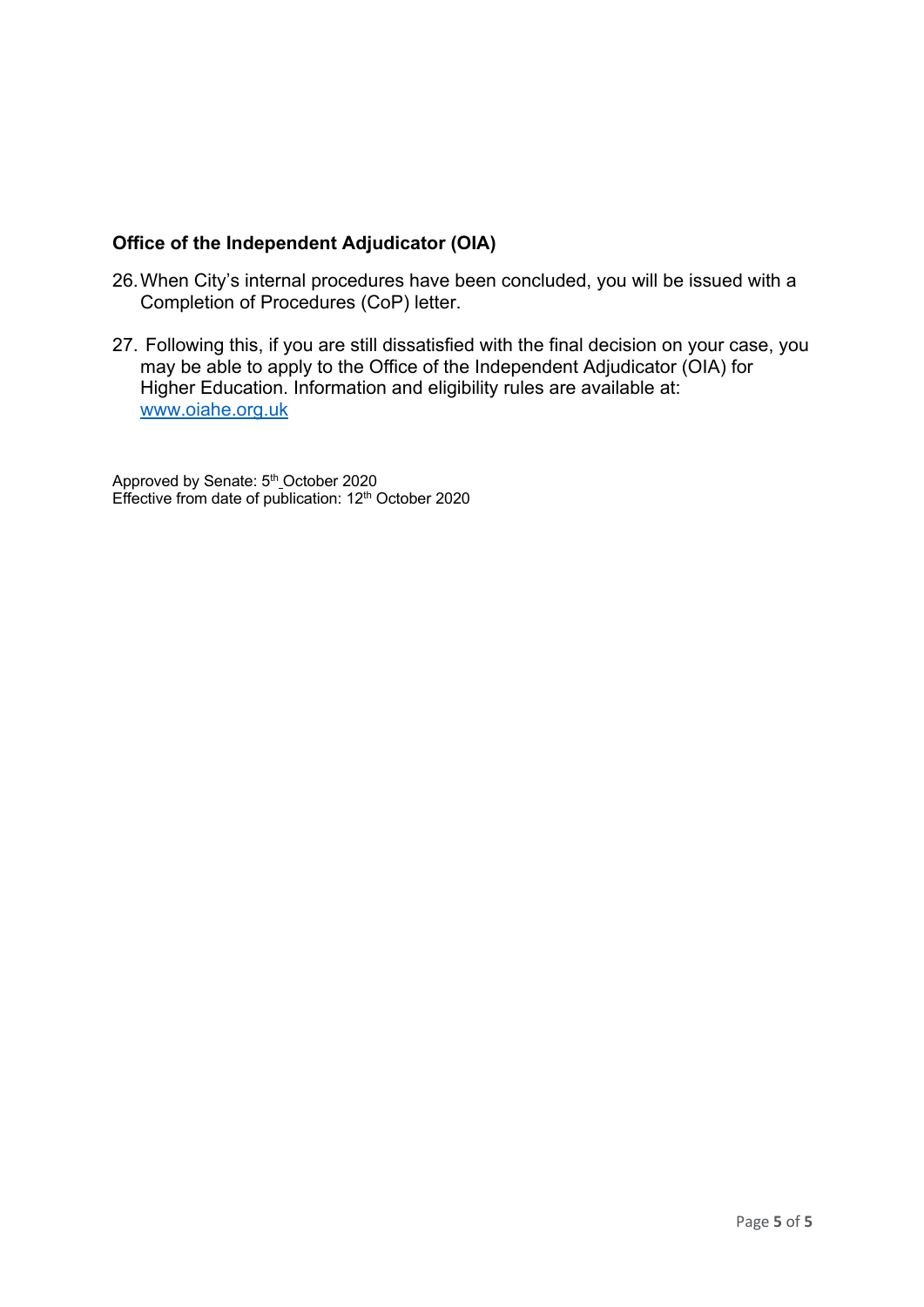**Office of the Independent Adjudicator (OIA)**

26. When City's internal procedures have been concluded, you will be issued with a Completion of Procedures (CoP) letter.

27. Following this, if you are still dissatisfied with the final decision on your case, you may be able to apply to the Office of the Independent Adjudicator (OIA) for Higher Education. Information and eligibility rules are available at: [www.oiahe.org.uk](http://www.oiahe.org.uk)

Approved by Senate: 5th October 2020
Effective from date of publication: 12th October 2020